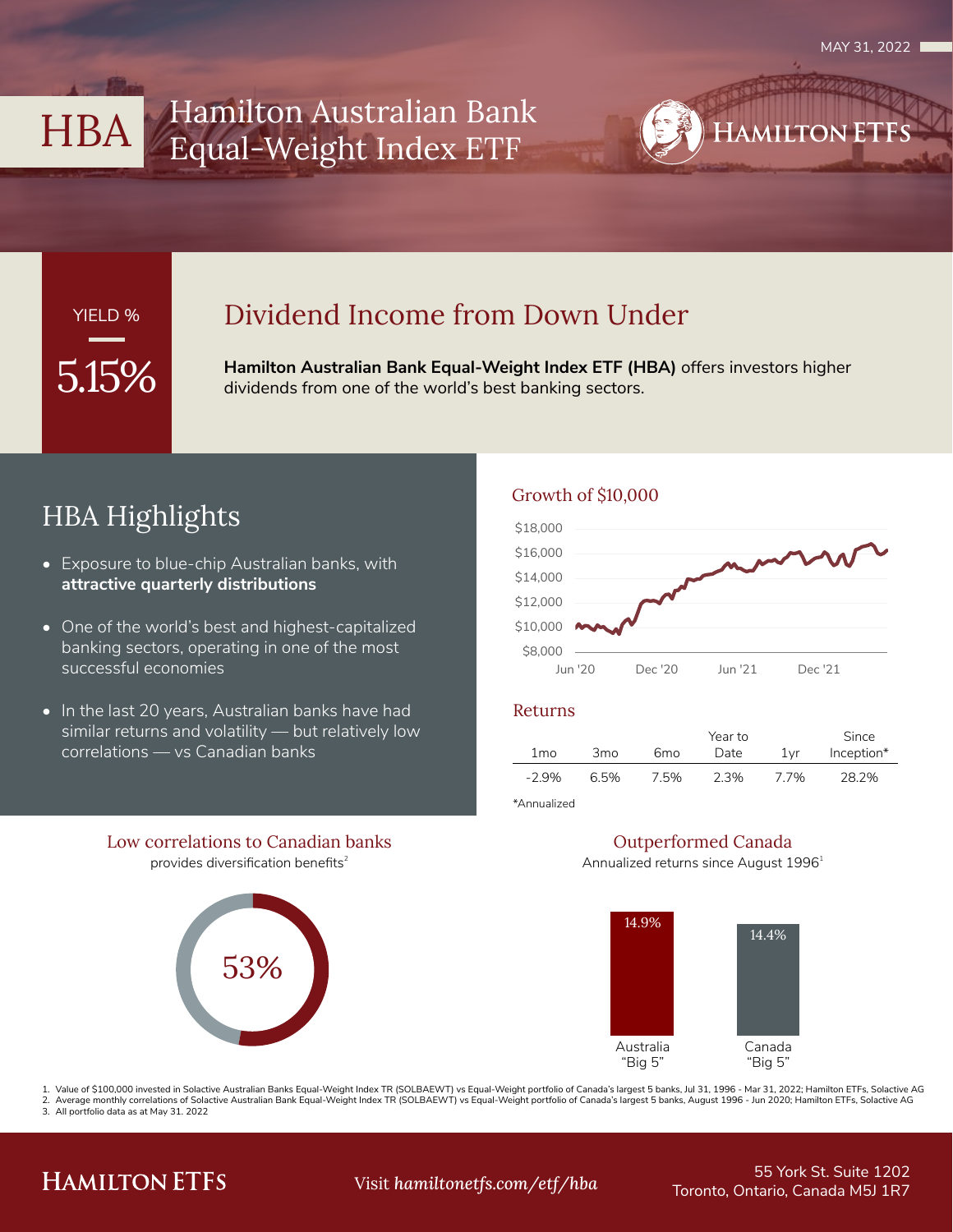MAY 31, 2022

# HBA Hamilton Australian Bank Equal-Weight Index ETF

HAMILTON ETFS

YIELD %

5.15%

## Dividend Income from Down Under

**Hamilton Australian Bank Equal-Weight Index ETF (HBA)** offers investors higher dividends from one of the world's best banking sectors.

## HBA Highlights

- Exposure to blue-chip Australian banks, with **attractive quarterly distributions**
- One of the world's best and highest-capitalized banking sectors, operating in one of the most successful economies
- In the last 20 years, Australian banks have had similar returns and volatility — but relatively low correlations — vs Canadian banks

### Growth of $10,000

$18,000
$16,000
$14,000
$12,000
$10,000
$8,000

Jun '20
Dec '20
Jun '21
Dec '21

### Returns

| 1mo | 3mo | 6mo | Year to Date | 1yr | Since Inception* |
|---|---|---|---|---|---|
| -2.9% | 6.5% | 7.5% | 2.3% | 7.7% | 28.2% |

*Annualized

### Low correlations to Canadian banks

provides diversification benefits[2]

53%

### Outperformed Canada

Annualized returns since August 1996[1]

14.9%
Australia "Big 5"

14.4%
Canada "Big 5"

1. Value of $100,000 invested in Solactive Australian Banks Equal-Weight Index TR (SOLBAEWT) vs Equal-Weight portfolio of Canada's largest 5 banks, Jul 31, 1996 - Mar 31, 2022; Hamilton ETFs, Solactive AG
2. Average monthly correlations of Solactive Australian Bank Equal-Weight Index TR (SOLBAEWT) vs Equal-Weight portfolio of Canada's largest 5 banks, August 1996 - Jun 2020; Hamilton ETFs, Solactive AG
3. All portfolio data as at May 31. 2022

HAMILTON ETFS

Visit *hamiltonetfs.com/etf/hba*

55 York St. Suite 1202
Toronto, Ontario, Canada M5J 1R7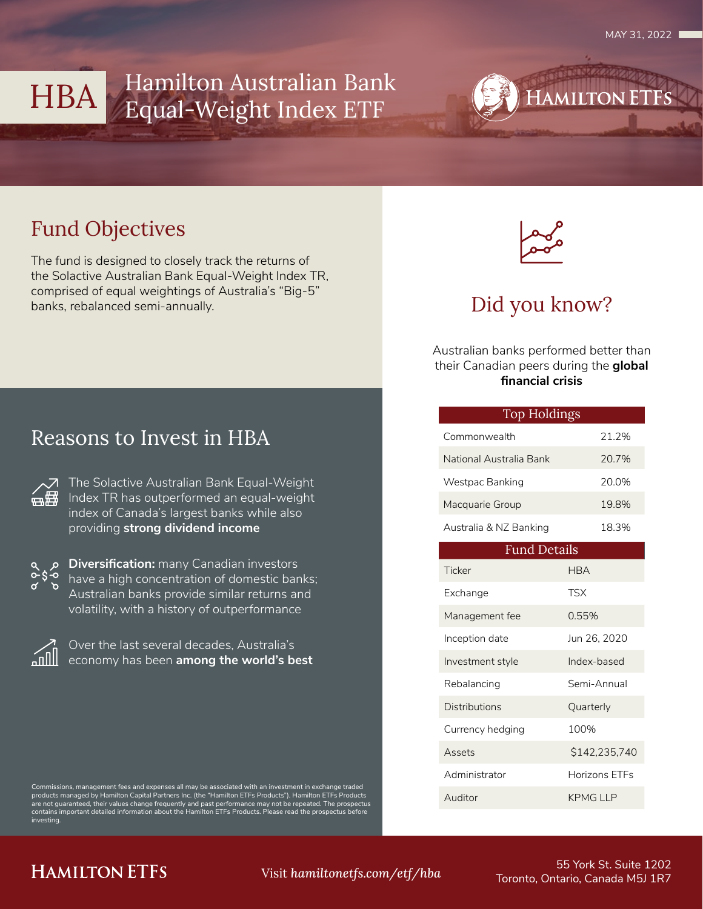MAY 31, 2022

# HBA Hamilton Australian Bank Equal-Weight Index ETF

HAMILTON ETFS

## Fund Objectives

The fund is designed to closely track the returns of the Solactive Australian Bank Equal-Weight Index TR, comprised of equal weightings of Australia's "Big-5" banks, rebalanced semi-annually.

## Reasons to Invest in HBA

- The Solactive Australian Bank Equal-Weight Index TR has outperformed an equal-weight index of Canada's largest banks while also providing **strong dividend income**
- **Diversification:** many Canadian investors have a high concentration of domestic banks; Australian banks provide similar returns and volatility, with a history of outperformance
- Over the last several decades, Australia's economy has been **among the world's best**

Commissions, management fees and expenses all may be associated with an investment in exchange traded products managed by Hamilton Capital Partners Inc. (the "Hamilton ETFs Products"). Hamilton ETFs Products are not guaranteed, their values change frequently and past performance may not be repeated. The prospectus contains important detailed information about the Hamilton ETFs Products. Please read the prospectus before investing.

## Did you know?

Australian banks performed better than their Canadian peers during the **global financial crisis**

| Top Holdings | |
|---|---|
| Commonwealth | 21.2% |
| National Australia Bank | 20.7% |
| Westpac Banking | 20.0% |
| Macquarie Group | 19.8% |
| Australia & NZ Banking | 18.3% |

| Fund Details | |
|---|---|
| Ticker | HBA |
| Exchange | TSX |
| Management fee | 0.55% |
| Inception date | Jun 26, 2020 |
| Investment style | Index-based |
| Rebalancing | Semi-Annual |
| Distributions | Quarterly |
| Currency hedging | 100% |
| Assets | $142,235,740 |
| Administrator | Horizons ETFs |
| Auditor | KPMG LLP |

HAMILTON ETFS

Visit *hamiltonetfs.com/etf/hba*

55 York St. Suite 1202
Toronto, Ontario, Canada M5J 1R7